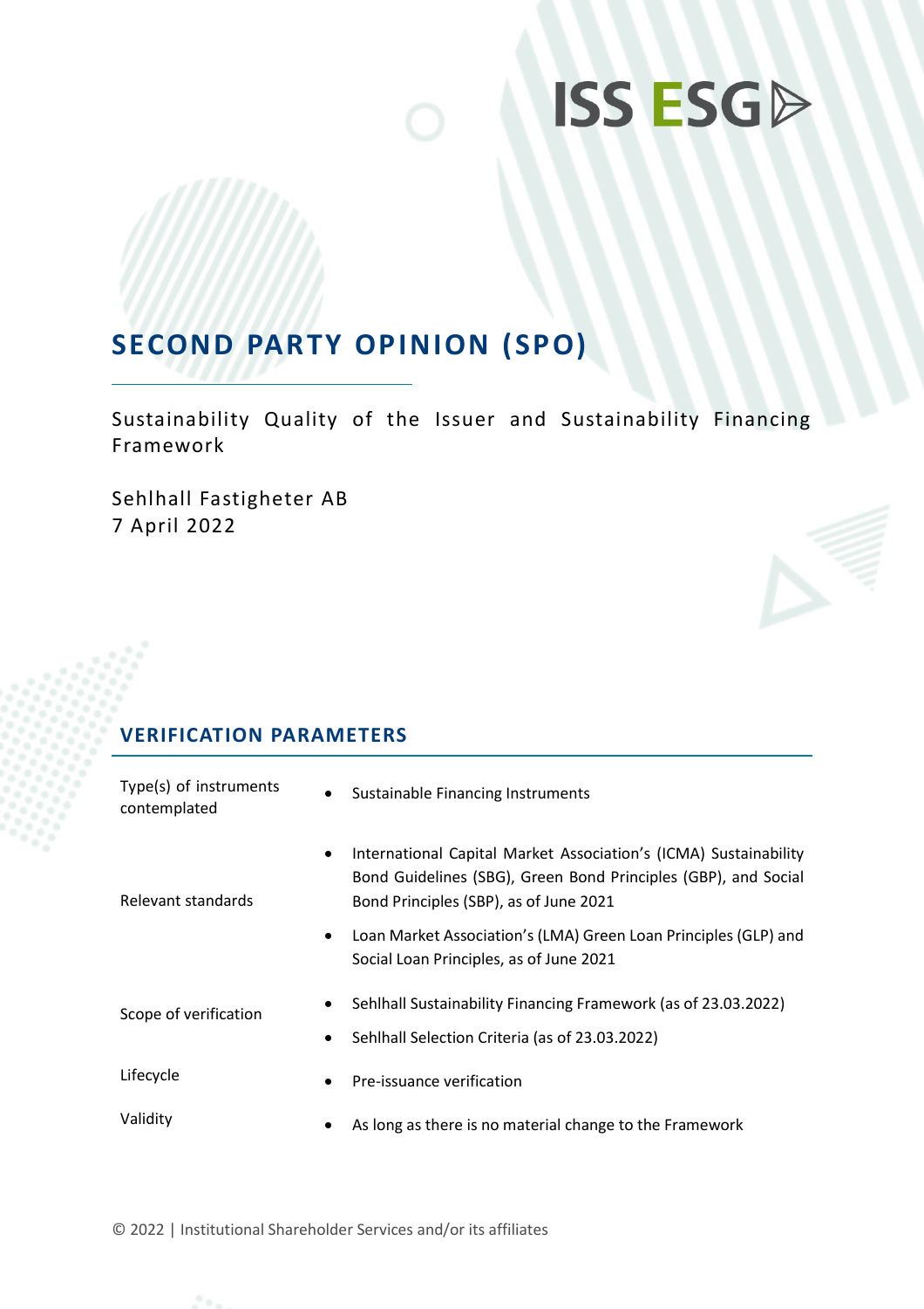ISS ESG

# SECOND PARTY OPINION (SPO)

Sustainability Quality of the Issuer and Sustainability Financing Framework

Sehlhall Fastigheter AB
7 April 2022

## VERIFICATION PARAMETERS

| | |
|---|---|
| Type(s) of instruments contemplated | • Sustainable Financing Instruments |
| Relevant standards | • International Capital Market Association's (ICMA) Sustainability Bond Guidelines (SBG), Green Bond Principles (GBP), and Social Bond Principles (SBP), as of June 2021<br>• Loan Market Association's (LMA) Green Loan Principles (GLP) and Social Loan Principles, as of June 2021 |
| Scope of verification | • Sehlhall Sustainability Financing Framework (as of 23.03.2022)<br>• Sehlhall Selection Criteria (as of 23.03.2022) |
| Lifecycle | • Pre-issuance verification |
| Validity | • As long as there is no material change to the Framework |

© 2022 | Institutional Shareholder Services and/or its affiliates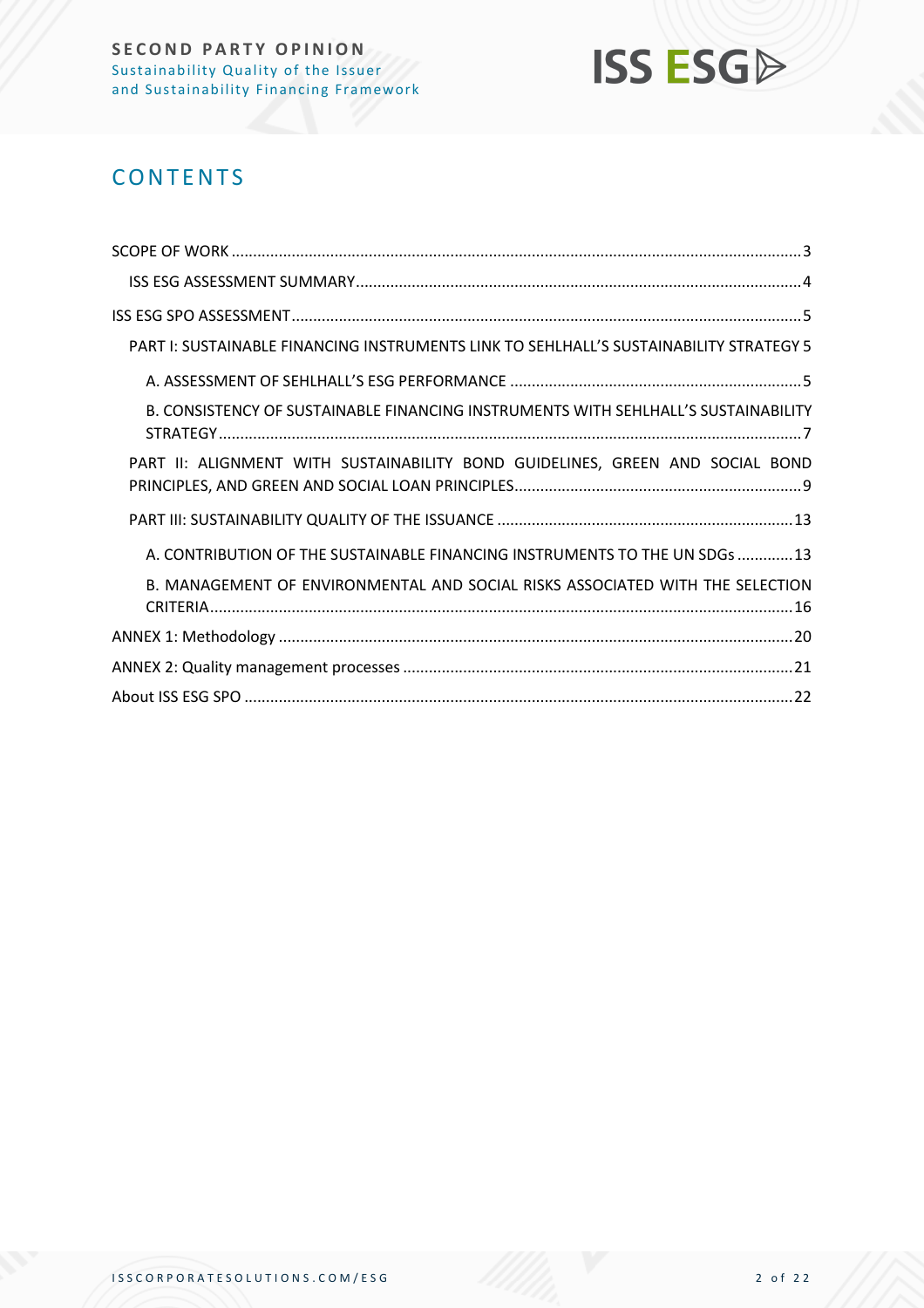# CONTENTS

SCOPE OF WORK ..... 3

- ISS ESG ASSESSMENT SUMMARY ..... 4

ISS ESG SPO ASSESSMENT ..... 5

- PART I: SUSTAINABLE FINANCING INSTRUMENTS LINK TO SEHLHALL'S SUSTAINABILITY STRATEGY 5
  - A. ASSESSMENT OF SEHLHALL'S ESG PERFORMANCE ..... 5
  - B. CONSISTENCY OF SUSTAINABLE FINANCING INSTRUMENTS WITH SEHLHALL'S SUSTAINABILITY STRATEGY ..... 7
- PART II: ALIGNMENT WITH SUSTAINABILITY BOND GUIDELINES, GREEN AND SOCIAL BOND PRINCIPLES, AND GREEN AND SOCIAL LOAN PRINCIPLES ..... 9
- PART III: SUSTAINABILITY QUALITY OF THE ISSUANCE ..... 13
  - A. CONTRIBUTION OF THE SUSTAINABLE FINANCING INSTRUMENTS TO THE UN SDGs ..... 13
  - B. MANAGEMENT OF ENVIRONMENTAL AND SOCIAL RISKS ASSOCIATED WITH THE SELECTION CRITERIA ..... 16

ANNEX 1: Methodology ..... 20

ANNEX 2: Quality management processes ..... 21

About ISS ESG SPO ..... 22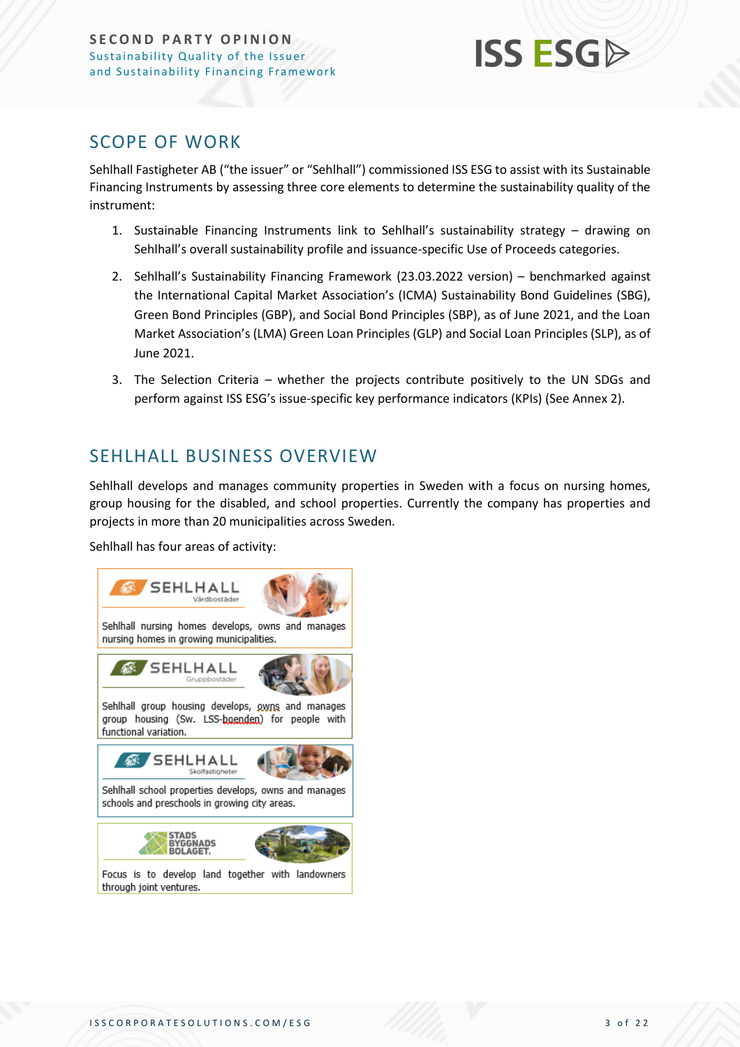## SCOPE OF WORK

Sehlhall Fastigheter AB ("the issuer" or "Sehlhall") commissioned ISS ESG to assist with its Sustainable Financing Instruments by assessing three core elements to determine the sustainability quality of the instrument:

1. Sustainable Financing Instruments link to Sehlhall's sustainability strategy – drawing on Sehlhall's overall sustainability profile and issuance-specific Use of Proceeds categories.

2. Sehlhall's Sustainability Financing Framework (23.03.2022 version) – benchmarked against the International Capital Market Association's (ICMA) Sustainability Bond Guidelines (SBG), Green Bond Principles (GBP), and Social Bond Principles (SBP), as of June 2021, and the Loan Market Association's (LMA) Green Loan Principles (GLP) and Social Loan Principles (SLP), as of June 2021.

3. The Selection Criteria – whether the projects contribute positively to the UN SDGs and perform against ISS ESG's issue-specific key performance indicators (KPIs) (See Annex 2).

## SEHLHALL BUSINESS OVERVIEW

Sehlhall develops and manages community properties in Sweden with a focus on nursing homes, group housing for the disabled, and school properties. Currently the company has properties and projects in more than 20 municipalities across Sweden.

Sehlhall has four areas of activity:

**SEHLHALL Vårdbostäder**

Sehlhall nursing homes develops, owns and manages nursing homes in growing municipalities.

**SEHLHALL Gruppbostäder**

Sehlhall group housing develops, owns and manages group housing (Sw. LSS-boenden) for people with functional variation.

**SEHLHALL Skolfastigheter**

Sehlhall school properties develops, owns and manages schools and preschools in growing city areas.

**STADSBYGGNADSBOLAGET.**

Focus is to develop land together with landowners through joint ventures.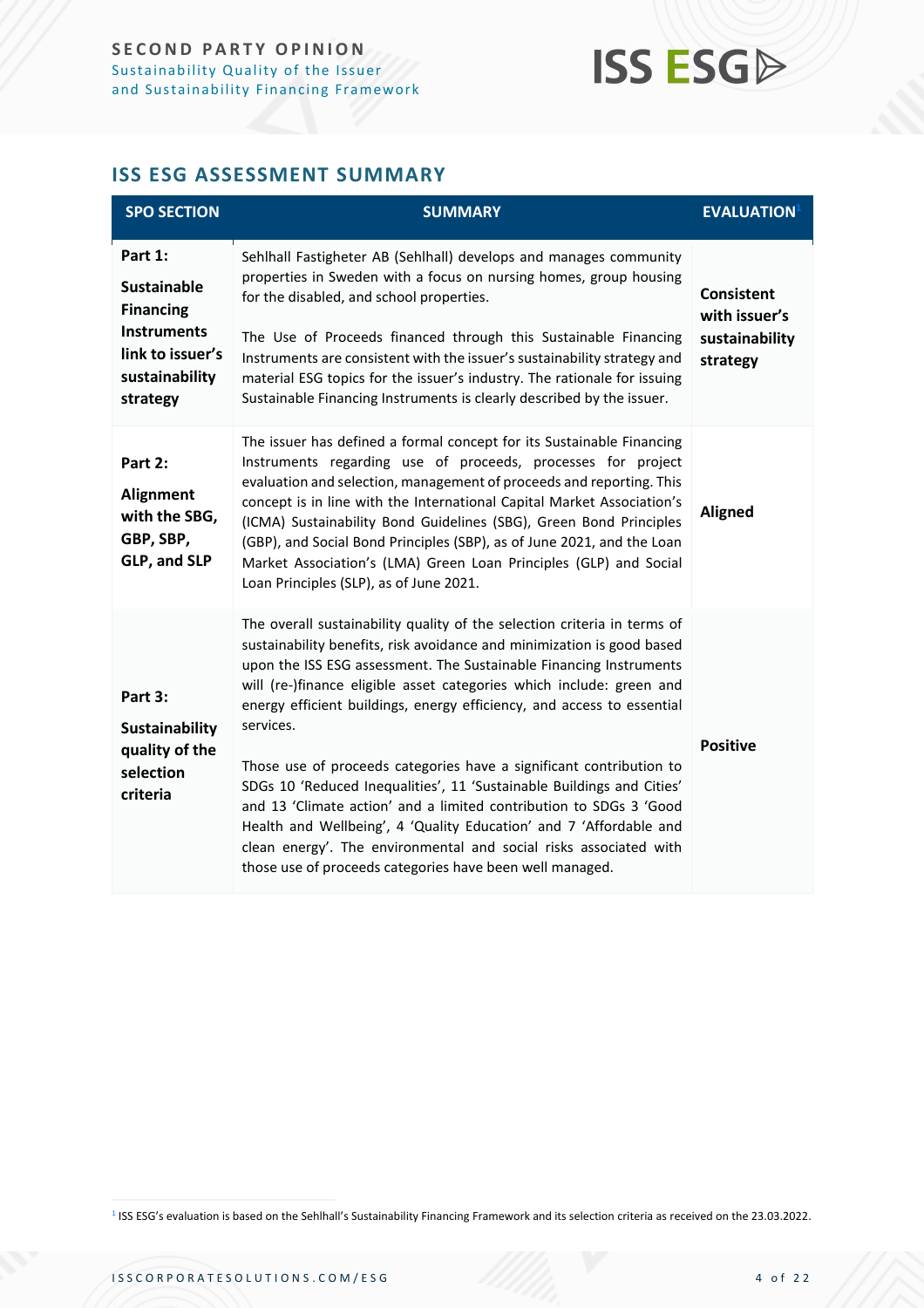## ISS ESG ASSESSMENT SUMMARY

| SPO SECTION | SUMMARY | EVALUATION[1] |
|---|---|---|
| **Part 1: Sustainable Financing Instruments link to issuer's sustainability strategy** | Sehlhall Fastigheter AB (Sehlhall) develops and manages community properties in Sweden with a focus on nursing homes, group housing for the disabled, and school properties. <br><br> The Use of Proceeds financed through this Sustainable Financing Instruments are consistent with the issuer's sustainability strategy and material ESG topics for the issuer's industry. The rationale for issuing Sustainable Financing Instruments is clearly described by the issuer. | **Consistent with issuer's sustainability strategy** |
| **Part 2: Alignment with the SBG, GBP, SBP, GLP, and SLP** | The issuer has defined a formal concept for its Sustainable Financing Instruments regarding use of proceeds, processes for project evaluation and selection, management of proceeds and reporting. This concept is in line with the International Capital Market Association's (ICMA) Sustainability Bond Guidelines (SBG), Green Bond Principles (GBP), and Social Bond Principles (SBP), as of June 2021, and the Loan Market Association's (LMA) Green Loan Principles (GLP) and Social Loan Principles (SLP), as of June 2021. | **Aligned** |
| **Part 3: Sustainability quality of the selection criteria** | The overall sustainability quality of the selection criteria in terms of sustainability benefits, risk avoidance and minimization is good based upon the ISS ESG assessment. The Sustainable Financing Instruments will (re-)finance eligible asset categories which include: green and energy efficient buildings, energy efficiency, and access to essential services. <br><br> Those use of proceeds categories have a significant contribution to SDGs 10 'Reduced Inequalities', 11 'Sustainable Buildings and Cities' and 13 'Climate action' and a limited contribution to SDGs 3 'Good Health and Wellbeing', 4 'Quality Education' and 7 'Affordable and clean energy'. The environmental and social risks associated with those use of proceeds categories have been well managed. | **Positive** |

[1] ISS ESG's evaluation is based on the Sehlhall's Sustainability Financing Framework and its selection criteria as received on the 23.03.2022.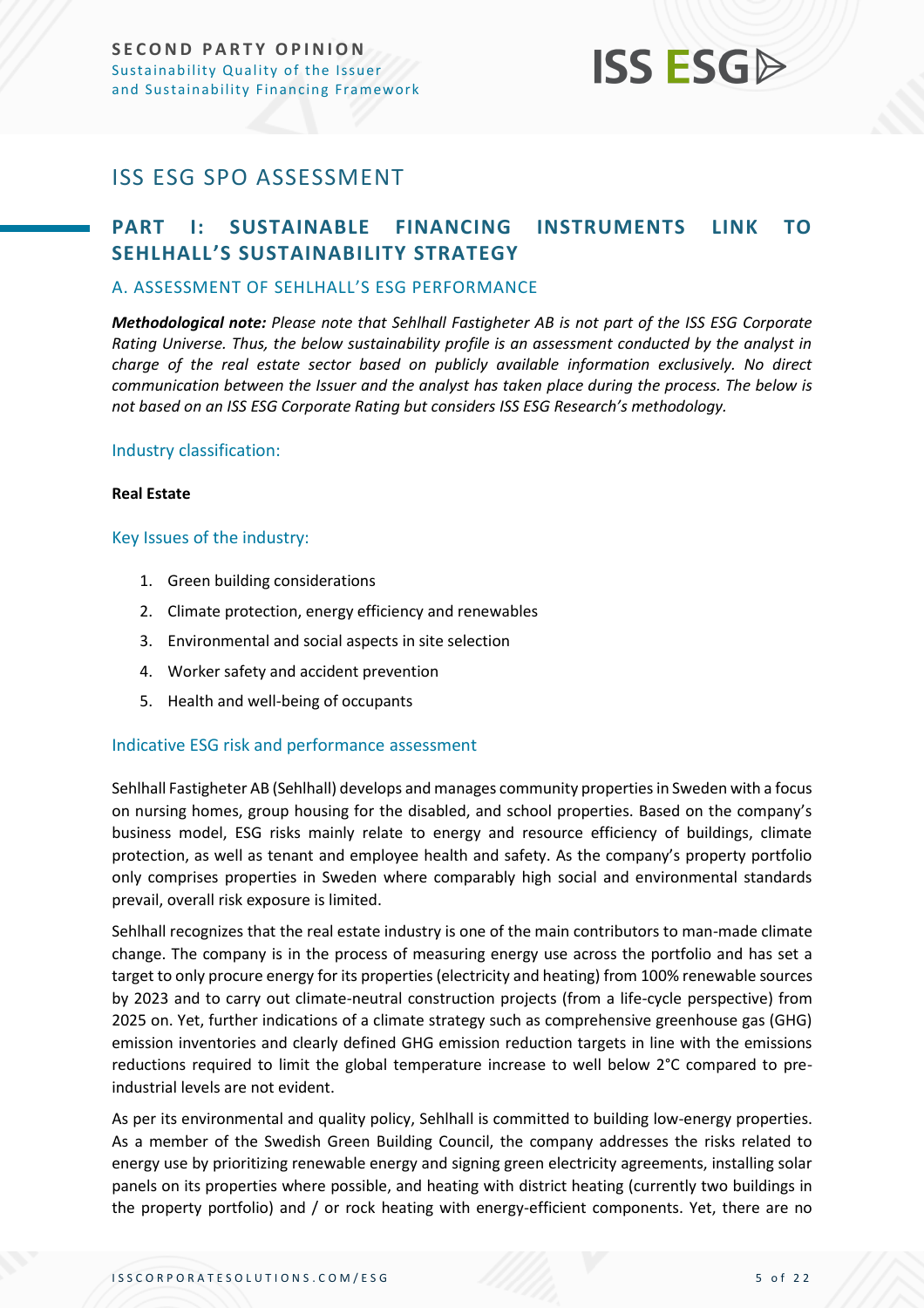# ISS ESG SPO ASSESSMENT

## PART I: SUSTAINABLE FINANCING INSTRUMENTS LINK TO SEHLHALL'S SUSTAINABILITY STRATEGY

### A. ASSESSMENT OF SEHLHALL'S ESG PERFORMANCE

***Methodological note:*** *Please note that Sehlhall Fastigheter AB is not part of the ISS ESG Corporate Rating Universe. Thus, the below sustainability profile is an assessment conducted by the analyst in charge of the real estate sector based on publicly available information exclusively. No direct communication between the Issuer and the analyst has taken place during the process. The below is not based on an ISS ESG Corporate Rating but considers ISS ESG Research's methodology.*

#### Industry classification:

**Real Estate**

#### Key Issues of the industry:

1. Green building considerations
2. Climate protection, energy efficiency and renewables
3. Environmental and social aspects in site selection
4. Worker safety and accident prevention
5. Health and well-being of occupants

#### Indicative ESG risk and performance assessment

Sehlhall Fastigheter AB (Sehlhall) develops and manages community properties in Sweden with a focus on nursing homes, group housing for the disabled, and school properties. Based on the company's business model, ESG risks mainly relate to energy and resource efficiency of buildings, climate protection, as well as tenant and employee health and safety. As the company's property portfolio only comprises properties in Sweden where comparably high social and environmental standards prevail, overall risk exposure is limited.

Sehlhall recognizes that the real estate industry is one of the main contributors to man-made climate change. The company is in the process of measuring energy use across the portfolio and has set a target to only procure energy for its properties (electricity and heating) from 100% renewable sources by 2023 and to carry out climate-neutral construction projects (from a life-cycle perspective) from 2025 on. Yet, further indications of a climate strategy such as comprehensive greenhouse gas (GHG) emission inventories and clearly defined GHG emission reduction targets in line with the emissions reductions required to limit the global temperature increase to well below 2°C compared to pre-industrial levels are not evident.

As per its environmental and quality policy, Sehlhall is committed to building low-energy properties. As a member of the Swedish Green Building Council, the company addresses the risks related to energy use by prioritizing renewable energy and signing green electricity agreements, installing solar panels on its properties where possible, and heating with district heating (currently two buildings in the property portfolio) and / or rock heating with energy-efficient components. Yet, there are no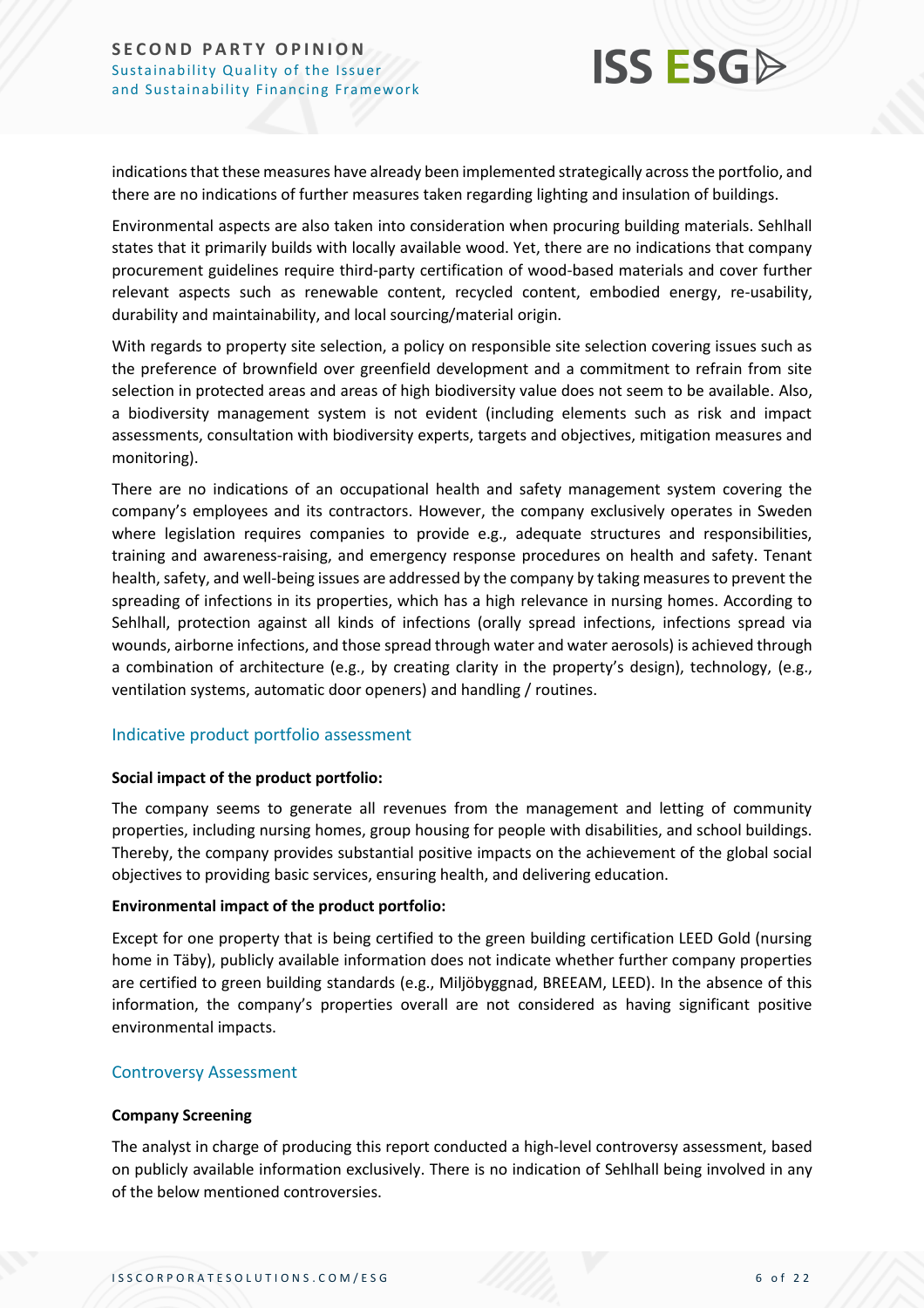indications that these measures have already been implemented strategically across the portfolio, and there are no indications of further measures taken regarding lighting and insulation of buildings.

Environmental aspects are also taken into consideration when procuring building materials. Sehlhall states that it primarily builds with locally available wood. Yet, there are no indications that company procurement guidelines require third-party certification of wood-based materials and cover further relevant aspects such as renewable content, recycled content, embodied energy, re-usability, durability and maintainability, and local sourcing/material origin.

With regards to property site selection, a policy on responsible site selection covering issues such as the preference of brownfield over greenfield development and a commitment to refrain from site selection in protected areas and areas of high biodiversity value does not seem to be available. Also, a biodiversity management system is not evident (including elements such as risk and impact assessments, consultation with biodiversity experts, targets and objectives, mitigation measures and monitoring).

There are no indications of an occupational health and safety management system covering the company's employees and its contractors. However, the company exclusively operates in Sweden where legislation requires companies to provide e.g., adequate structures and responsibilities, training and awareness-raising, and emergency response procedures on health and safety. Tenant health, safety, and well-being issues are addressed by the company by taking measures to prevent the spreading of infections in its properties, which has a high relevance in nursing homes. According to Sehlhall, protection against all kinds of infections (orally spread infections, infections spread via wounds, airborne infections, and those spread through water and water aerosols) is achieved through a combination of architecture (e.g., by creating clarity in the property's design), technology, (e.g., ventilation systems, automatic door openers) and handling / routines.

## Indicative product portfolio assessment

**Social impact of the product portfolio:**

The company seems to generate all revenues from the management and letting of community properties, including nursing homes, group housing for people with disabilities, and school buildings. Thereby, the company provides substantial positive impacts on the achievement of the global social objectives to providing basic services, ensuring health, and delivering education.

**Environmental impact of the product portfolio:**

Except for one property that is being certified to the green building certification LEED Gold (nursing home in Täby), publicly available information does not indicate whether further company properties are certified to green building standards (e.g., Miljöbyggnad, BREEAM, LEED). In the absence of this information, the company's properties overall are not considered as having significant positive environmental impacts.

## Controversy Assessment

**Company Screening**

The analyst in charge of producing this report conducted a high-level controversy assessment, based on publicly available information exclusively. There is no indication of Sehlhall being involved in any of the below mentioned controversies.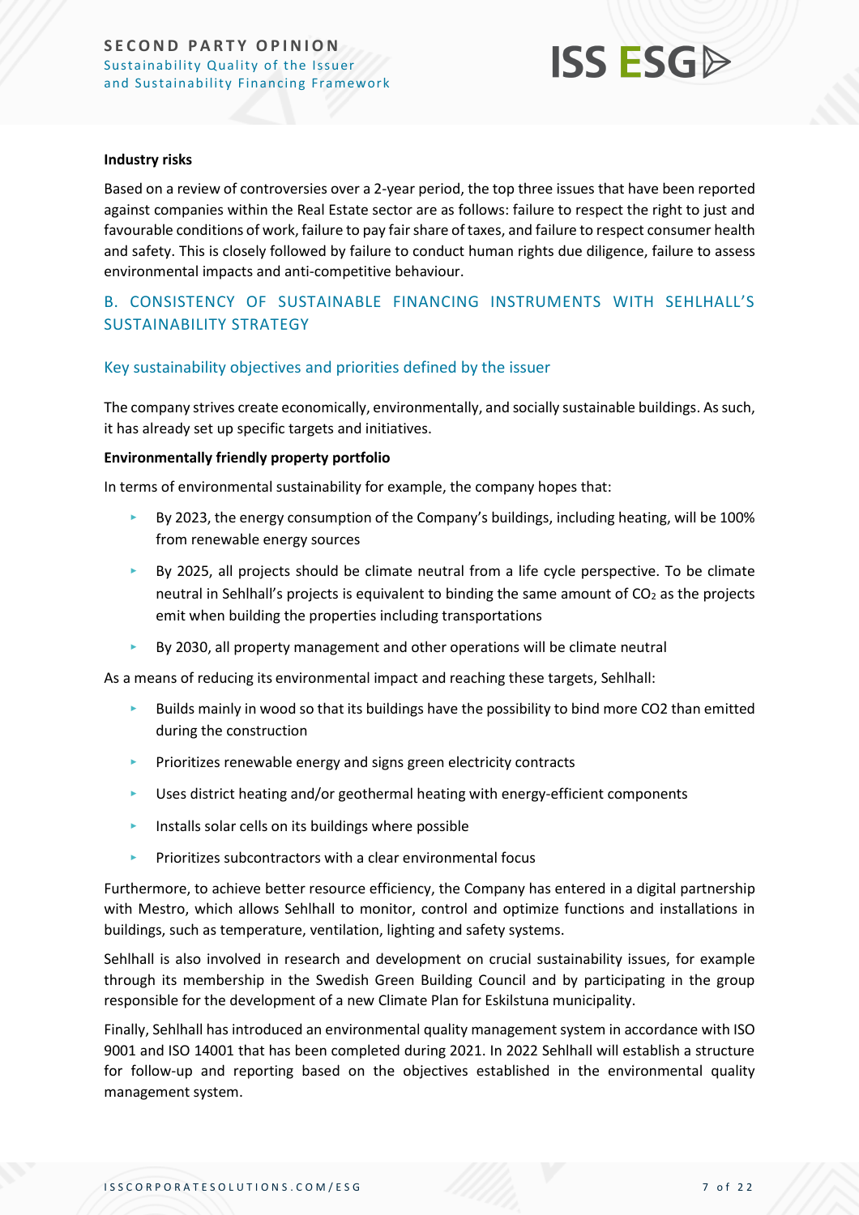**Industry risks**

Based on a review of controversies over a 2-year period, the top three issues that have been reported against companies within the Real Estate sector are as follows: failure to respect the right to just and favourable conditions of work, failure to pay fair share of taxes, and failure to respect consumer health and safety. This is closely followed by failure to conduct human rights due diligence, failure to assess environmental impacts and anti-competitive behaviour.

## B. CONSISTENCY OF SUSTAINABLE FINANCING INSTRUMENTS WITH SEHLHALL'S SUSTAINABILITY STRATEGY

### Key sustainability objectives and priorities defined by the issuer

The company strives create economically, environmentally, and socially sustainable buildings. As such, it has already set up specific targets and initiatives.

**Environmentally friendly property portfolio**

In terms of environmental sustainability for example, the company hopes that:

- By 2023, the energy consumption of the Company's buildings, including heating, will be 100% from renewable energy sources
- By 2025, all projects should be climate neutral from a life cycle perspective. To be climate neutral in Sehlhall's projects is equivalent to binding the same amount of $CO_2$ as the projects emit when building the properties including transportations
- By 2030, all property management and other operations will be climate neutral

As a means of reducing its environmental impact and reaching these targets, Sehlhall:

- Builds mainly in wood so that its buildings have the possibility to bind more CO2 than emitted during the construction
- Prioritizes renewable energy and signs green electricity contracts
- Uses district heating and/or geothermal heating with energy-efficient components
- Installs solar cells on its buildings where possible
- Prioritizes subcontractors with a clear environmental focus

Furthermore, to achieve better resource efficiency, the Company has entered in a digital partnership with Mestro, which allows Sehlhall to monitor, control and optimize functions and installations in buildings, such as temperature, ventilation, lighting and safety systems.

Sehlhall is also involved in research and development on crucial sustainability issues, for example through its membership in the Swedish Green Building Council and by participating in the group responsible for the development of a new Climate Plan for Eskilstuna municipality.

Finally, Sehlhall has introduced an environmental quality management system in accordance with ISO 9001 and ISO 14001 that has been completed during 2021. In 2022 Sehlhall will establish a structure for follow-up and reporting based on the objectives established in the environmental quality management system.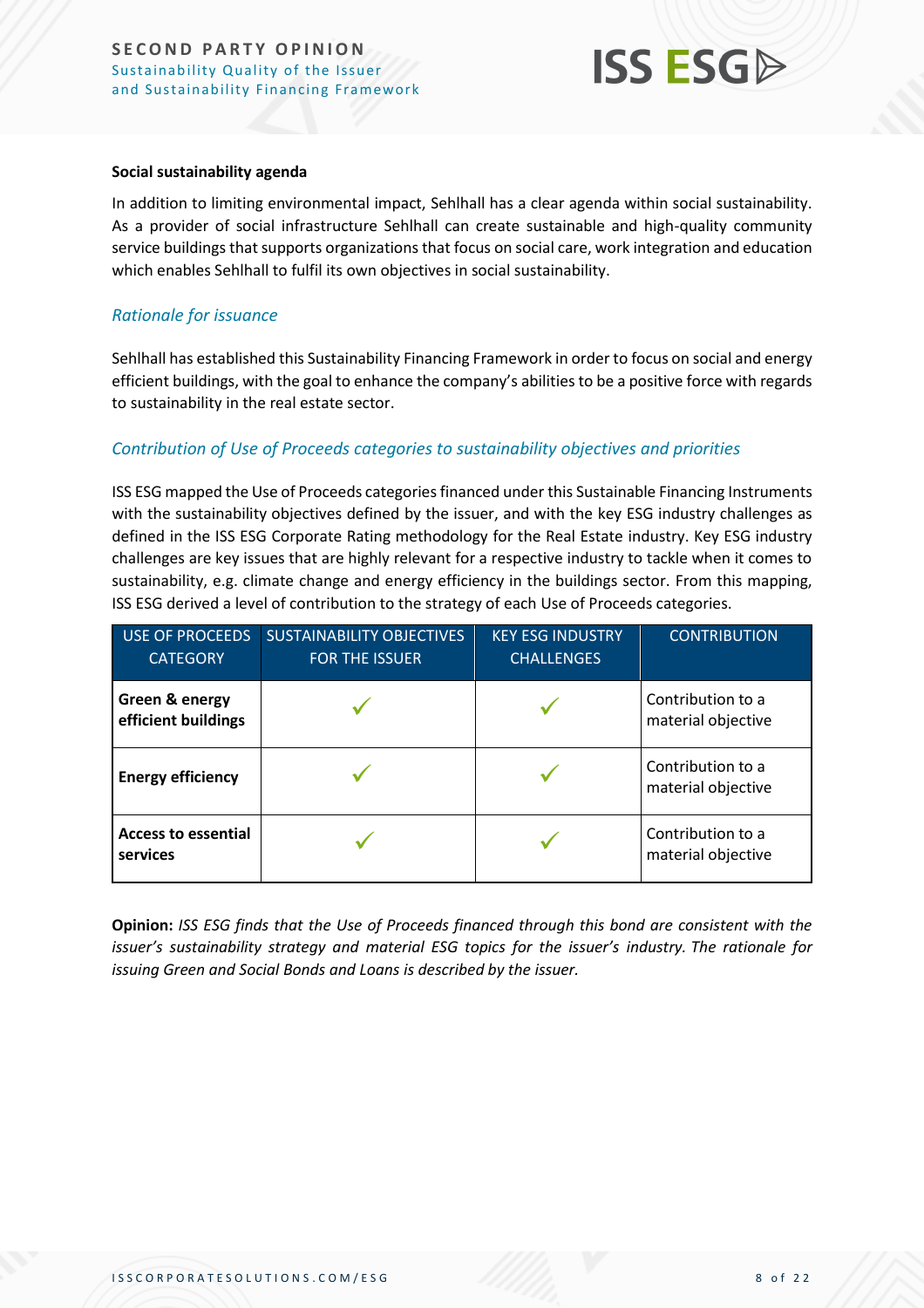**Social sustainability agenda**

In addition to limiting environmental impact, Sehlhall has a clear agenda within social sustainability. As a provider of social infrastructure Sehlhall can create sustainable and high-quality community service buildings that supports organizations that focus on social care, work integration and education which enables Sehlhall to fulfil its own objectives in social sustainability.

### *Rationale for issuance*

Sehlhall has established this Sustainability Financing Framework in order to focus on social and energy efficient buildings, with the goal to enhance the company's abilities to be a positive force with regards to sustainability in the real estate sector.

### *Contribution of Use of Proceeds categories to sustainability objectives and priorities*

ISS ESG mapped the Use of Proceeds categories financed under this Sustainable Financing Instruments with the sustainability objectives defined by the issuer, and with the key ESG industry challenges as defined in the ISS ESG Corporate Rating methodology for the Real Estate industry. Key ESG industry challenges are key issues that are highly relevant for a respective industry to tackle when it comes to sustainability, e.g. climate change and energy efficiency in the buildings sector. From this mapping, ISS ESG derived a level of contribution to the strategy of each Use of Proceeds categories.

| USE OF PROCEEDS CATEGORY | SUSTAINABILITY OBJECTIVES FOR THE ISSUER | KEY ESG INDUSTRY CHALLENGES | CONTRIBUTION |
|---|---|---|---|
| **Green & energy efficient buildings** | ✓ | ✓ | Contribution to a material objective |
| **Energy efficiency** | ✓ | ✓ | Contribution to a material objective |
| **Access to essential services** | ✓ | ✓ | Contribution to a material objective |

**Opinion:** *ISS ESG finds that the Use of Proceeds financed through this bond are consistent with the issuer's sustainability strategy and material ESG topics for the issuer's industry. The rationale for issuing Green and Social Bonds and Loans is described by the issuer.*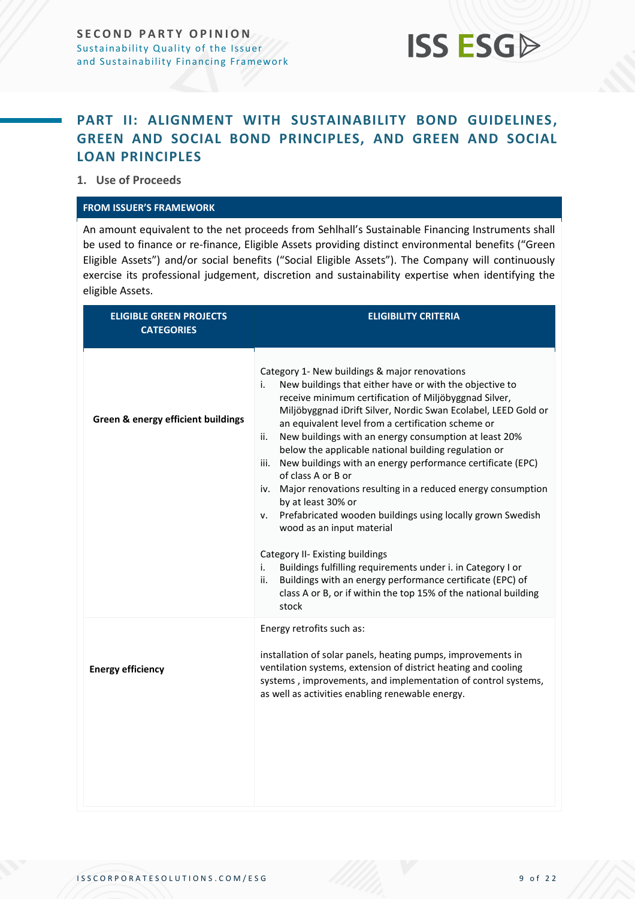## PART II: ALIGNMENT WITH SUSTAINABILITY BOND GUIDELINES, GREEN AND SOCIAL BOND PRINCIPLES, AND GREEN AND SOCIAL LOAN PRINCIPLES

### 1. Use of Proceeds

**FROM ISSUER'S FRAMEWORK**

An amount equivalent to the net proceeds from Sehlhall's Sustainable Financing Instruments shall be used to finance or re-finance, Eligible Assets providing distinct environmental benefits ("Green Eligible Assets") and/or social benefits ("Social Eligible Assets"). The Company will continuously exercise its professional judgement, discretion and sustainability expertise when identifying the eligible Assets.

| ELIGIBLE GREEN PROJECTS CATEGORIES | ELIGIBILITY CRITERIA |
|---|---|
| **Green & energy efficient buildings** | Category 1- New buildings & major renovations<br>i. New buildings that either have or with the objective to receive minimum certification of Miljöbyggnad Silver, Miljöbyggnad iDrift Silver, Nordic Swan Ecolabel, LEED Gold or an equivalent level from a certification scheme or<br>ii. New buildings with an energy consumption at least 20% below the applicable national building regulation or<br>iii. New buildings with an energy performance certificate (EPC) of class A or B or<br>iv. Major renovations resulting in a reduced energy consumption by at least 30% or<br>v. Prefabricated wooden buildings using locally grown Swedish wood as an input material<br><br>Category II- Existing buildings<br>i. Buildings fulfilling requirements under i. in Category I or<br>ii. Buildings with an energy performance certificate (EPC) of class A or B, or if within the top 15% of the national building stock |
| **Energy efficiency** | Energy retrofits such as:<br><br>installation of solar panels, heating pumps, improvements in ventilation systems, extension of district heating and cooling systems , improvements, and implementation of control systems, as well as activities enabling renewable energy. |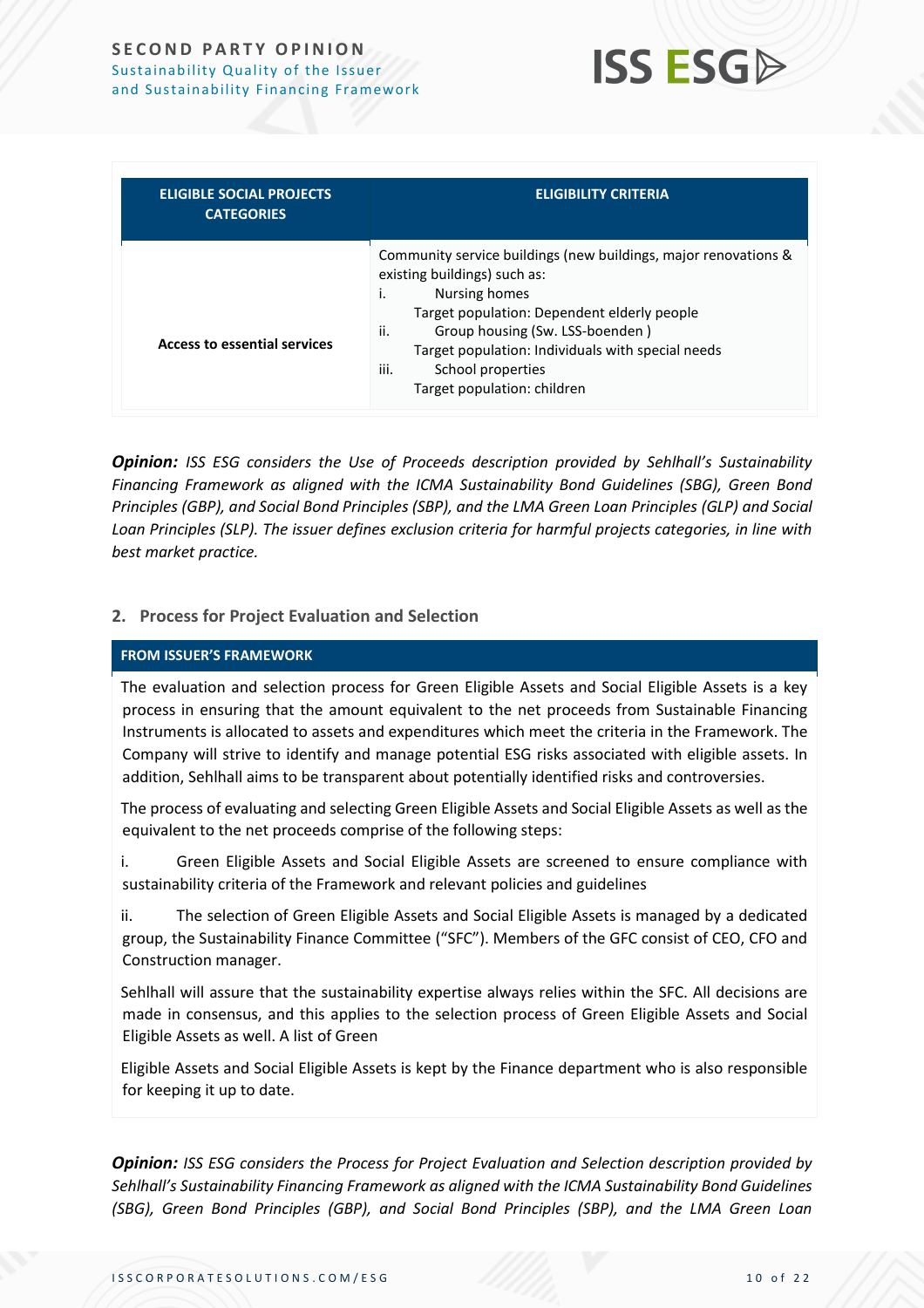| ELIGIBLE SOCIAL PROJECTS CATEGORIES | ELIGIBILITY CRITERIA |
|---|---|
| **Access to essential services** | Community service buildings (new buildings, major renovations & existing buildings) such as:<br>i. Nursing homes<br>Target population: Dependent elderly people<br>ii. Group housing (Sw. LSS-boenden )<br>Target population: Individuals with special needs<br>iii. School properties<br>Target population: children |

***Opinion:*** *ISS ESG considers the Use of Proceeds description provided by Sehlhall's Sustainability Financing Framework as aligned with the ICMA Sustainability Bond Guidelines (SBG), Green Bond Principles (GBP), and Social Bond Principles (SBP), and the LMA Green Loan Principles (GLP) and Social Loan Principles (SLP). The issuer defines exclusion criteria for harmful projects categories, in line with best market practice.*

## 2. Process for Project Evaluation and Selection

**FROM ISSUER'S FRAMEWORK**

The evaluation and selection process for Green Eligible Assets and Social Eligible Assets is a key process in ensuring that the amount equivalent to the net proceeds from Sustainable Financing Instruments is allocated to assets and expenditures which meet the criteria in the Framework. The Company will strive to identify and manage potential ESG risks associated with eligible assets. In addition, Sehlhall aims to be transparent about potentially identified risks and controversies.

The process of evaluating and selecting Green Eligible Assets and Social Eligible Assets as well as the equivalent to the net proceeds comprise of the following steps:

i. Green Eligible Assets and Social Eligible Assets are screened to ensure compliance with sustainability criteria of the Framework and relevant policies and guidelines

ii. The selection of Green Eligible Assets and Social Eligible Assets is managed by a dedicated group, the Sustainability Finance Committee ("SFC"). Members of the GFC consist of CEO, CFO and Construction manager.

Sehlhall will assure that the sustainability expertise always relies within the SFC. All decisions are made in consensus, and this applies to the selection process of Green Eligible Assets and Social Eligible Assets as well. A list of Green

Eligible Assets and Social Eligible Assets is kept by the Finance department who is also responsible for keeping it up to date.

***Opinion:*** *ISS ESG considers the Process for Project Evaluation and Selection description provided by Sehlhall's Sustainability Financing Framework as aligned with the ICMA Sustainability Bond Guidelines (SBG), Green Bond Principles (GBP), and Social Bond Principles (SBP), and the LMA Green Loan*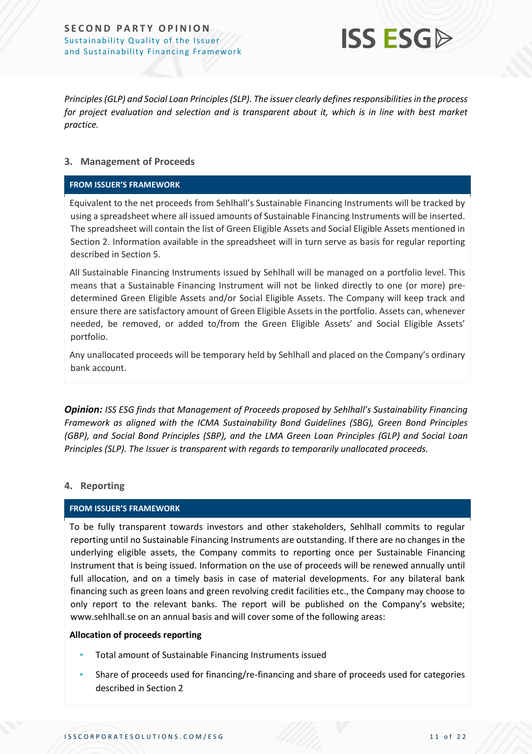*Principles (GLP) and Social Loan Principles (SLP). The issuer clearly defines responsibilities in the process for project evaluation and selection and is transparent about it, which is in line with best market practice.*

### 3. Management of Proceeds

**FROM ISSUER'S FRAMEWORK**

Equivalent to the net proceeds from Sehlhall's Sustainable Financing Instruments will be tracked by using a spreadsheet where all issued amounts of Sustainable Financing Instruments will be inserted. The spreadsheet will contain the list of Green Eligible Assets and Social Eligible Assets mentioned in Section 2. Information available in the spreadsheet will in turn serve as basis for regular reporting described in Section 5.

All Sustainable Financing Instruments issued by Sehlhall will be managed on a portfolio level. This means that a Sustainable Financing Instrument will not be linked directly to one (or more) pre-determined Green Eligible Assets and/or Social Eligible Assets. The Company will keep track and ensure there are satisfactory amount of Green Eligible Assets in the portfolio. Assets can, whenever needed, be removed, or added to/from the Green Eligible Assets' and Social Eligible Assets' portfolio.

Any unallocated proceeds will be temporary held by Sehlhall and placed on the Company's ordinary bank account.

***Opinion:*** *ISS ESG finds that Management of Proceeds proposed by Sehlhall's Sustainability Financing Framework as aligned with the ICMA Sustainability Bond Guidelines (SBG), Green Bond Principles (GBP), and Social Bond Principles (SBP), and the LMA Green Loan Principles (GLP) and Social Loan Principles (SLP). The Issuer is transparent with regards to temporarily unallocated proceeds.*

### 4. Reporting

**FROM ISSUER'S FRAMEWORK**

To be fully transparent towards investors and other stakeholders, Sehlhall commits to regular reporting until no Sustainable Financing Instruments are outstanding. If there are no changes in the underlying eligible assets, the Company commits to reporting once per Sustainable Financing Instrument that is being issued. Information on the use of proceeds will be renewed annually until full allocation, and on a timely basis in case of material developments. For any bilateral bank financing such as green loans and green revolving credit facilities etc., the Company may choose to only report to the relevant banks. The report will be published on the Company's website; www.sehlhall.se on an annual basis and will cover some of the following areas:

**Allocation of proceeds reporting**

- Total amount of Sustainable Financing Instruments issued
- Share of proceeds used for financing/re-financing and share of proceeds used for categories described in Section 2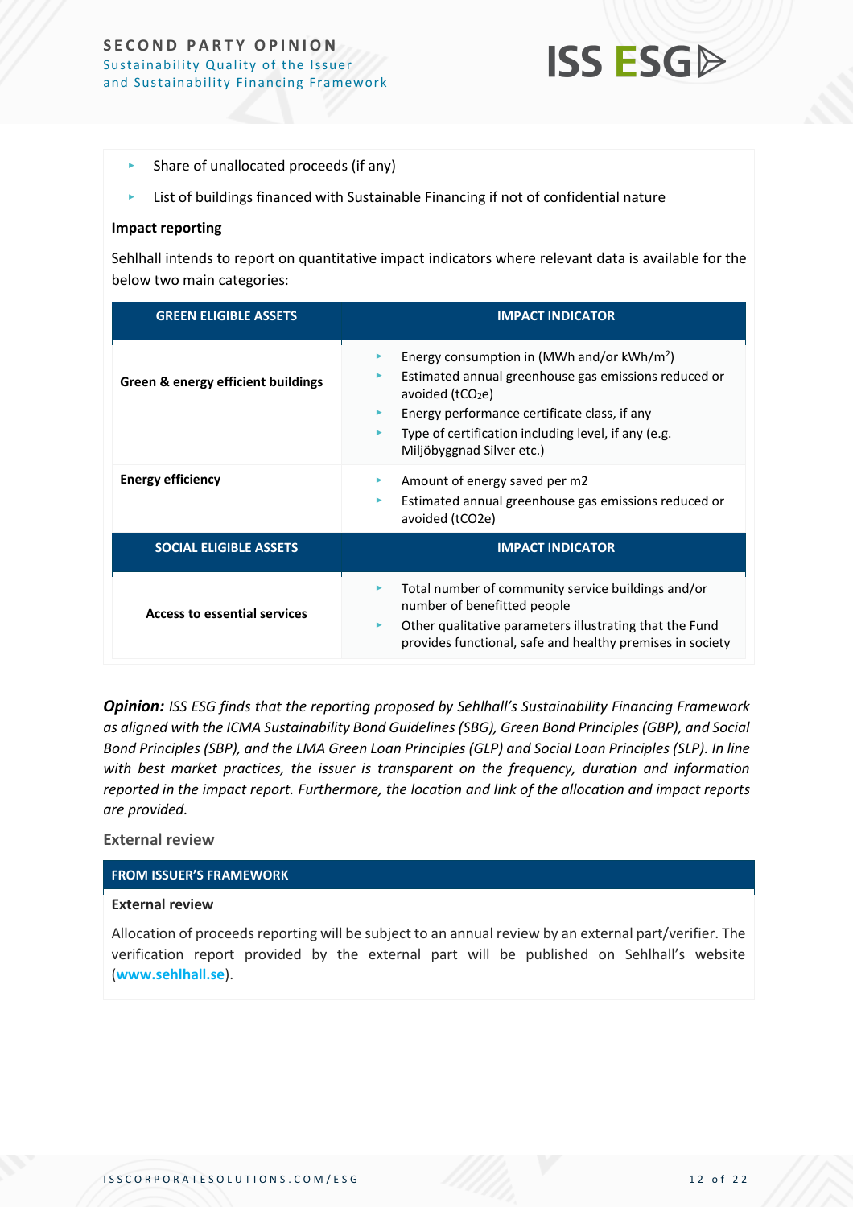- Share of unallocated proceeds (if any)
- List of buildings financed with Sustainable Financing if not of confidential nature

**Impact reporting**

Sehlhall intends to report on quantitative impact indicators where relevant data is available for the below two main categories:

| GREEN ELIGIBLE ASSETS | IMPACT INDICATOR |
|---|---|
| **Green & energy efficient buildings** | - Energy consumption in (MWh and/or kWh/m$^2$)<br>- Estimated annual greenhouse gas emissions reduced or avoided ($tCO_2e$)<br>- Energy performance certificate class, if any<br>- Type of certification including level, if any (e.g. Miljöbyggnad Silver etc.) |
| **Energy efficiency** | - Amount of energy saved per m2<br>- Estimated annual greenhouse gas emissions reduced or avoided (tCO2e) |
| **SOCIAL ELIGIBLE ASSETS** | **IMPACT INDICATOR** |
| **Access to essential services** | - Total number of community service buildings and/or number of benefitted people<br>- Other qualitative parameters illustrating that the Fund provides functional, safe and healthy premises in society |

***Opinion:*** *ISS ESG finds that the reporting proposed by Sehlhall's Sustainability Financing Framework as aligned with the ICMA Sustainability Bond Guidelines (SBG), Green Bond Principles (GBP), and Social Bond Principles (SBP), and the LMA Green Loan Principles (GLP) and Social Loan Principles (SLP). In line with best market practices, the issuer is transparent on the frequency, duration and information reported in the impact report. Furthermore, the location and link of the allocation and impact reports are provided.*

**External review**

**FROM ISSUER'S FRAMEWORK**

**External review**

Allocation of proceeds reporting will be subject to an annual review by an external part/verifier. The verification report provided by the external part will be published on Sehlhall's website ([www.sehlhall.se](www.sehlhall.se)).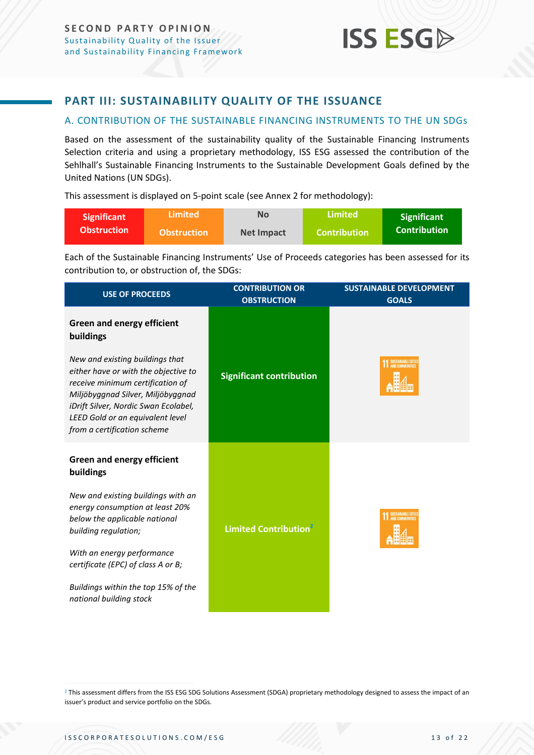## PART III: SUSTAINABILITY QUALITY OF THE ISSUANCE

### A. CONTRIBUTION OF THE SUSTAINABLE FINANCING INSTRUMENTS TO THE UN SDGs

Based on the assessment of the sustainability quality of the Sustainable Financing Instruments Selection criteria and using a proprietary methodology, ISS ESG assessed the contribution of the Sehlhall's Sustainable Financing Instruments to the Sustainable Development Goals defined by the United Nations (UN SDGs).

This assessment is displayed on 5-point scale (see Annex 2 for methodology):

| Significant Obstruction | Limited Obstruction | No Net Impact | Limited Contribution | Significant Contribution |
|---|---|---|---|---|

Each of the Sustainable Financing Instruments' Use of Proceeds categories has been assessed for its contribution to, or obstruction of, the SDGs:

| USE OF PROCEEDS | CONTRIBUTION OR OBSTRUCTION | SUSTAINABLE DEVELOPMENT GOALS |
|---|---|---|
| **Green and energy efficient buildings**<br><br>*New and existing buildings that either have or with the objective to receive minimum certification of Miljöbyggnad Silver, Miljöbyggnad iDrift Silver, Nordic Swan Ecolabel, LEED Gold or an equivalent level from a certification scheme* | Significant contribution | 11 Sustainable Cities and Communities |
| **Green and energy efficient buildings**<br><br>*New and existing buildings with an energy consumption at least 20% below the applicable national building regulation;*<br><br>*With an energy performance certificate (EPC) of class A or B;*<br><br>*Buildings within the top 15% of the national building stock* | Limited Contribution[2] | 11 Sustainable Cities and Communities |

[2] This assessment differs from the ISS ESG SDG Solutions Assessment (SDGA) proprietary methodology designed to assess the impact of an issuer's product and service portfolio on the SDGs.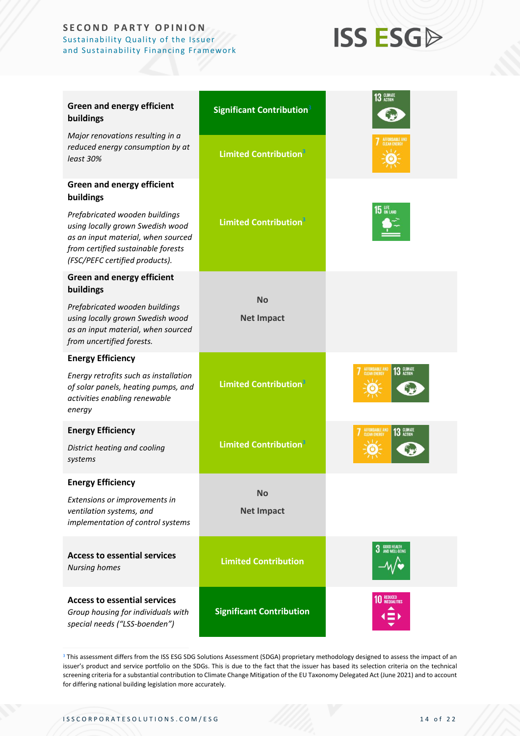| Use of proceeds | Contribution | SDGs |
| --- | --- | --- |
| **Green and energy efficient buildings** *Major renovations resulting in a reduced energy consumption by at least 30%* | Significant Contribution[3] | 13 Climate Action |
| | Limited Contribution[3] | 7 Affordable and Clean Energy |
| **Green and energy efficient buildings** *Prefabricated wooden buildings using locally grown Swedish wood as an input material, when sourced from certified sustainable forests (FSC/PEFC certified products).* | Limited Contribution[3] | 15 Life on Land |
| **Green and energy efficient buildings** *Prefabricated wooden buildings using locally grown Swedish wood as an input material, when sourced from uncertified forests.* | No Net Impact | |
| **Energy Efficiency** *Energy retrofits such as installation of solar panels, heating pumps, and activities enabling renewable energy* | Limited Contribution[3] | 7 Affordable and Clean Energy, 13 Climate Action |
| **Energy Efficiency** *District heating and cooling systems* | Limited Contribution[3] | 7 Affordable and Clean Energy, 13 Climate Action |
| **Energy Efficiency** *Extensions or improvements in ventilation systems, and implementation of control systems* | No Net Impact | |
| **Access to essential services** *Nursing homes* | Limited Contribution | 3 Good Health and Well-Being |
| **Access to essential services** *Group housing for individuals with special needs ("LSS-boenden")* | Significant Contribution | 10 Reduced Inequalities |

[3] This assessment differs from the ISS ESG SDG Solutions Assessment (SDGA) proprietary methodology designed to assess the impact of an issuer's product and service portfolio on the SDGs. This is due to the fact that the issuer has based its selection criteria on the technical screening criteria for a substantial contribution to Climate Change Mitigation of the EU Taxonomy Delegated Act (June 2021) and to account for differing national building legislation more accurately.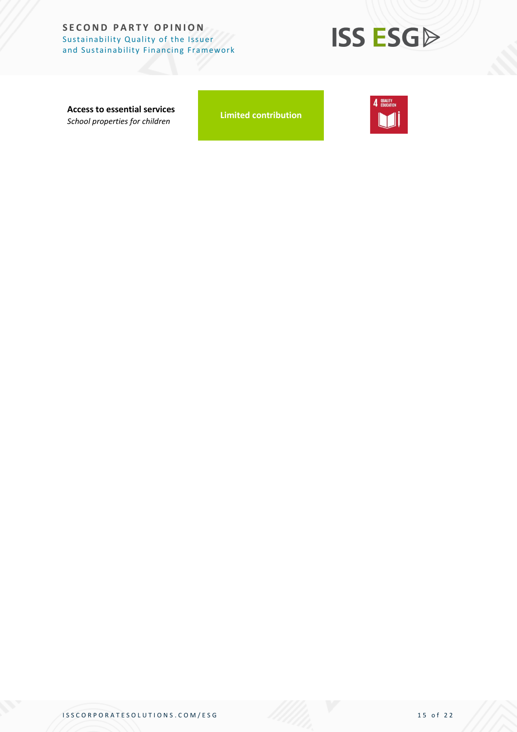| | | |
|---|---|---|
| **Access to essential services**<br>*School properties for children* | **Limited contribution** | 4 QUALITY EDUCATION |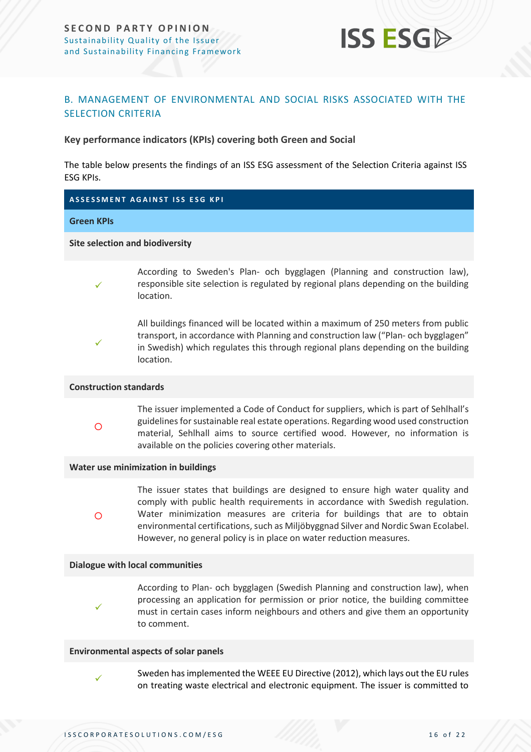## B. MANAGEMENT OF ENVIRONMENTAL AND SOCIAL RISKS ASSOCIATED WITH THE SELECTION CRITERIA

**Key performance indicators (KPIs) covering both Green and Social**

The table below presents the findings of an ISS ESG assessment of the Selection Criteria against ISS ESG KPIs.

| ASSESSMENT AGAINST ISS ESG KPI | |
|---|---|
| **Green KPIs** | |
| **Site selection and biodiversity** | |
| ✓ | According to Sweden's Plan- och bygglagen (Planning and construction law), responsible site selection is regulated by regional plans depending on the building location. |
| ✓ | All buildings financed will be located within a maximum of 250 meters from public transport, in accordance with Planning and construction law ("Plan- och bygglagen" in Swedish) which regulates this through regional plans depending on the building location. |
| **Construction standards** | |
| ○ | The issuer implemented a Code of Conduct for suppliers, which is part of Sehlhall's guidelines for sustainable real estate operations. Regarding wood used construction material, Sehlhall aims to source certified wood. However, no information is available on the policies covering other materials. |
| **Water use minimization in buildings** | |
| ○ | The issuer states that buildings are designed to ensure high water quality and comply with public health requirements in accordance with Swedish regulation. Water minimization measures are criteria for buildings that are to obtain environmental certifications, such as Miljöbyggnad Silver and Nordic Swan Ecolabel. However, no general policy is in place on water reduction measures. |
| **Dialogue with local communities** | |
| ✓ | According to Plan- och bygglagen (Swedish Planning and construction law), when processing an application for permission or prior notice, the building committee must in certain cases inform neighbours and others and give them an opportunity to comment. |
| **Environmental aspects of solar panels** | |
| ✓ | Sweden has implemented the WEEE EU Directive (2012), which lays out the EU rules on treating waste electrical and electronic equipment. The issuer is committed to |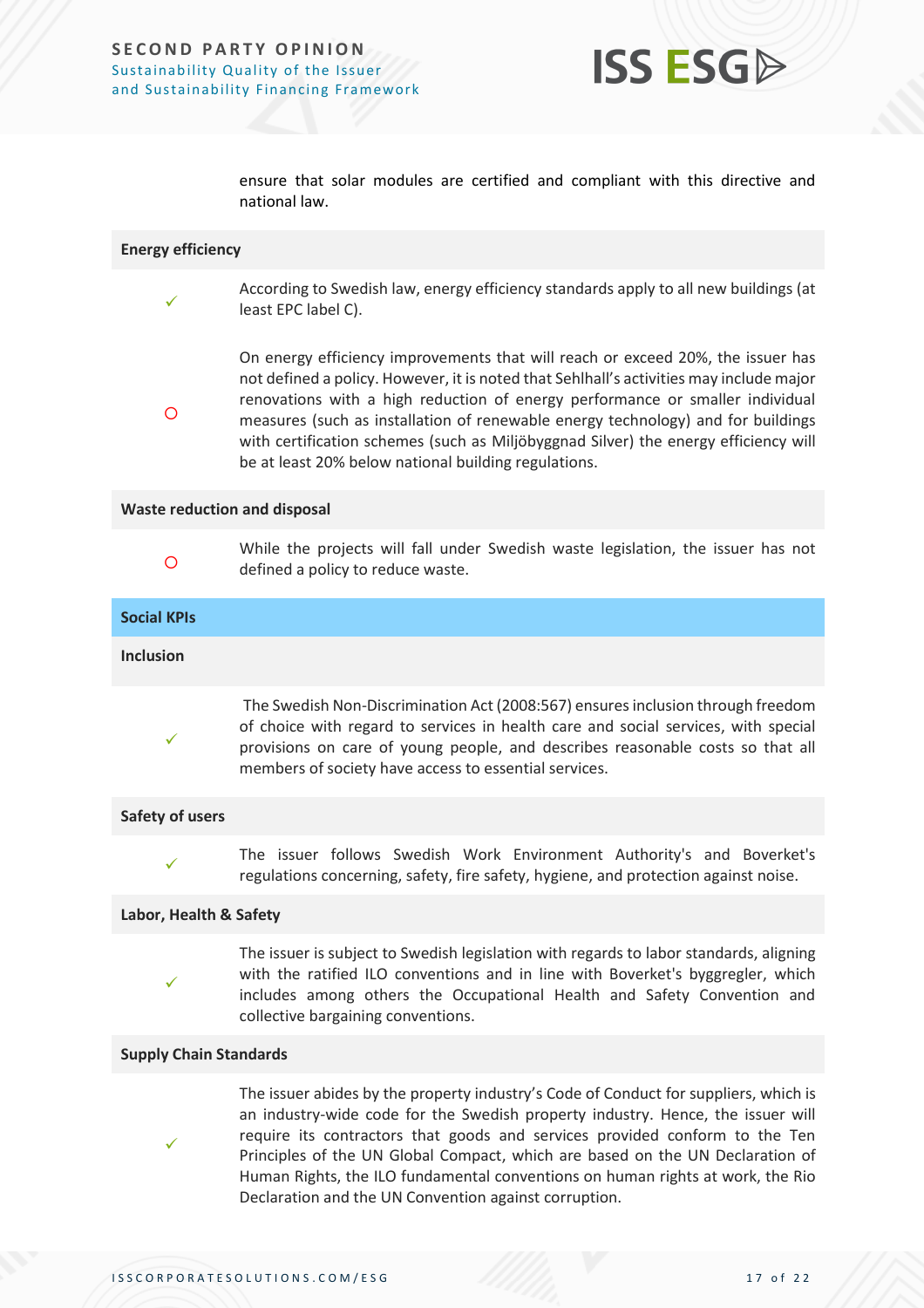|  | ensure that solar modules are certified and compliant with this directive and national law. |
|---|---|
| **Energy efficiency** | |
| ✓ | According to Swedish law, energy efficiency standards apply to all new buildings (at least EPC label C). |
| ○ | On energy efficiency improvements that will reach or exceed 20%, the issuer has not defined a policy. However, it is noted that Sehlhall's activities may include major renovations with a high reduction of energy performance or smaller individual measures (such as installation of renewable energy technology) and for buildings with certification schemes (such as Miljöbyggnad Silver) the energy efficiency will be at least 20% below national building regulations. |
| **Waste reduction and disposal** | |
| ○ | While the projects will fall under Swedish waste legislation, the issuer has not defined a policy to reduce waste. |
| **Social KPIs** | |
| **Inclusion** | |
| ✓ | The Swedish Non-Discrimination Act (2008:567) ensures inclusion through freedom of choice with regard to services in health care and social services, with special provisions on care of young people, and describes reasonable costs so that all members of society have access to essential services. |
| **Safety of users** | |
| ✓ | The issuer follows Swedish Work Environment Authority's and Boverket's regulations concerning, safety, fire safety, hygiene, and protection against noise. |
| **Labor, Health & Safety** | |
| ✓ | The issuer is subject to Swedish legislation with regards to labor standards, aligning with the ratified ILO conventions and in line with Boverket's byggregler, which includes among others the Occupational Health and Safety Convention and collective bargaining conventions. |
| **Supply Chain Standards** | |
| ✓ | The issuer abides by the property industry's Code of Conduct for suppliers, which is an industry-wide code for the Swedish property industry. Hence, the issuer will require its contractors that goods and services provided conform to the Ten Principles of the UN Global Compact, which are based on the UN Declaration of Human Rights, the ILO fundamental conventions on human rights at work, the Rio Declaration and the UN Convention against corruption. |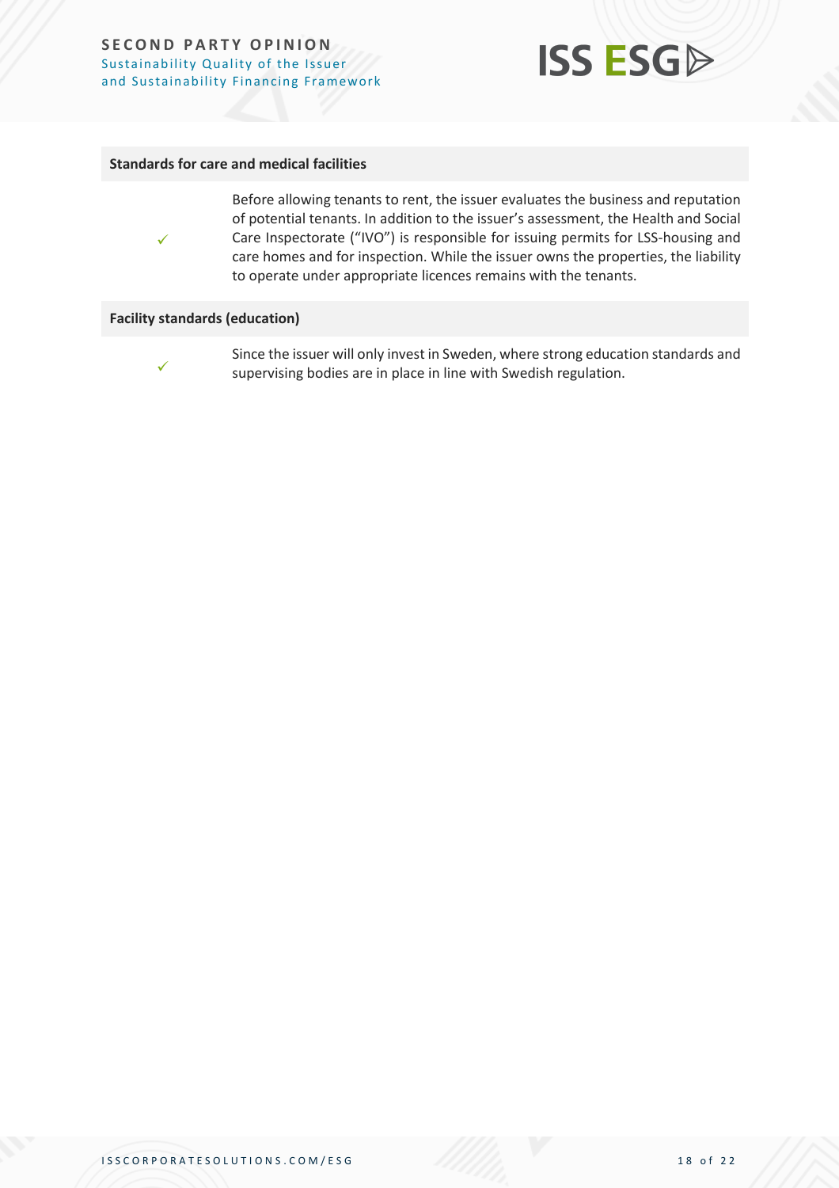| Standards for care and medical facilities | |
|---|---|
| ✓ | Before allowing tenants to rent, the issuer evaluates the business and reputation of potential tenants. In addition to the issuer's assessment, the Health and Social Care Inspectorate ("IVO") is responsible for issuing permits for LSS-housing and care homes and for inspection. While the issuer owns the properties, the liability to operate under appropriate licences remains with the tenants. |

| Facility standards (education) | |
|---|---|
| ✓ | Since the issuer will only invest in Sweden, where strong education standards and supervising bodies are in place in line with Swedish regulation. |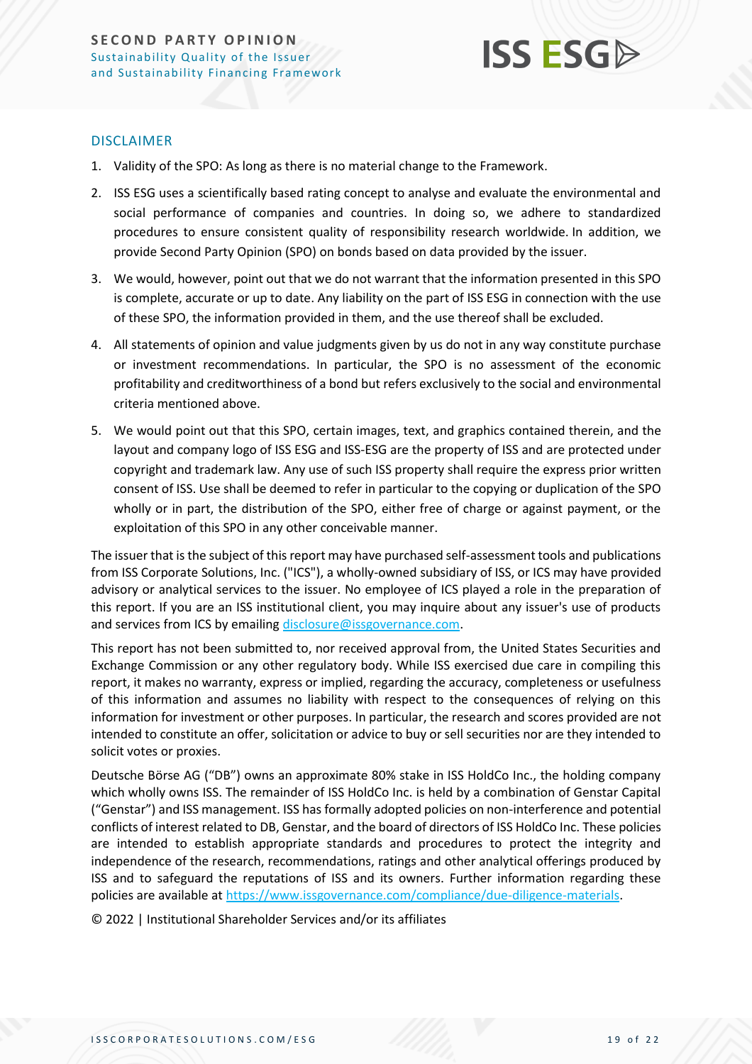## DISCLAIMER

1. Validity of the SPO: As long as there is no material change to the Framework.
2. ISS ESG uses a scientifically based rating concept to analyse and evaluate the environmental and social performance of companies and countries. In doing so, we adhere to standardized procedures to ensure consistent quality of responsibility research worldwide. In addition, we provide Second Party Opinion (SPO) on bonds based on data provided by the issuer.
3. We would, however, point out that we do not warrant that the information presented in this SPO is complete, accurate or up to date. Any liability on the part of ISS ESG in connection with the use of these SPO, the information provided in them, and the use thereof shall be excluded.
4. All statements of opinion and value judgments given by us do not in any way constitute purchase or investment recommendations. In particular, the SPO is no assessment of the economic profitability and creditworthiness of a bond but refers exclusively to the social and environmental criteria mentioned above.
5. We would point out that this SPO, certain images, text, and graphics contained therein, and the layout and company logo of ISS ESG and ISS-ESG are the property of ISS and are protected under copyright and trademark law. Any use of such ISS property shall require the express prior written consent of ISS. Use shall be deemed to refer in particular to the copying or duplication of the SPO wholly or in part, the distribution of the SPO, either free of charge or against payment, or the exploitation of this SPO in any other conceivable manner.

The issuer that is the subject of this report may have purchased self-assessment tools and publications from ISS Corporate Solutions, Inc. ("ICS"), a wholly-owned subsidiary of ISS, or ICS may have provided advisory or analytical services to the issuer. No employee of ICS played a role in the preparation of this report. If you are an ISS institutional client, you may inquire about any issuer's use of products and services from ICS by emailing disclosure@issgovernance.com.

This report has not been submitted to, nor received approval from, the United States Securities and Exchange Commission or any other regulatory body. While ISS exercised due care in compiling this report, it makes no warranty, express or implied, regarding the accuracy, completeness or usefulness of this information and assumes no liability with respect to the consequences of relying on this information for investment or other purposes. In particular, the research and scores provided are not intended to constitute an offer, solicitation or advice to buy or sell securities nor are they intended to solicit votes or proxies.

Deutsche Börse AG ("DB") owns an approximate 80% stake in ISS HoldCo Inc., the holding company which wholly owns ISS. The remainder of ISS HoldCo Inc. is held by a combination of Genstar Capital ("Genstar") and ISS management. ISS has formally adopted policies on non-interference and potential conflicts of interest related to DB, Genstar, and the board of directors of ISS HoldCo Inc. These policies are intended to establish appropriate standards and procedures to protect the integrity and independence of the research, recommendations, ratings and other analytical offerings produced by ISS and to safeguard the reputations of ISS and its owners. Further information regarding these policies are available at https://www.issgovernance.com/compliance/due-diligence-materials.

© 2022 | Institutional Shareholder Services and/or its affiliates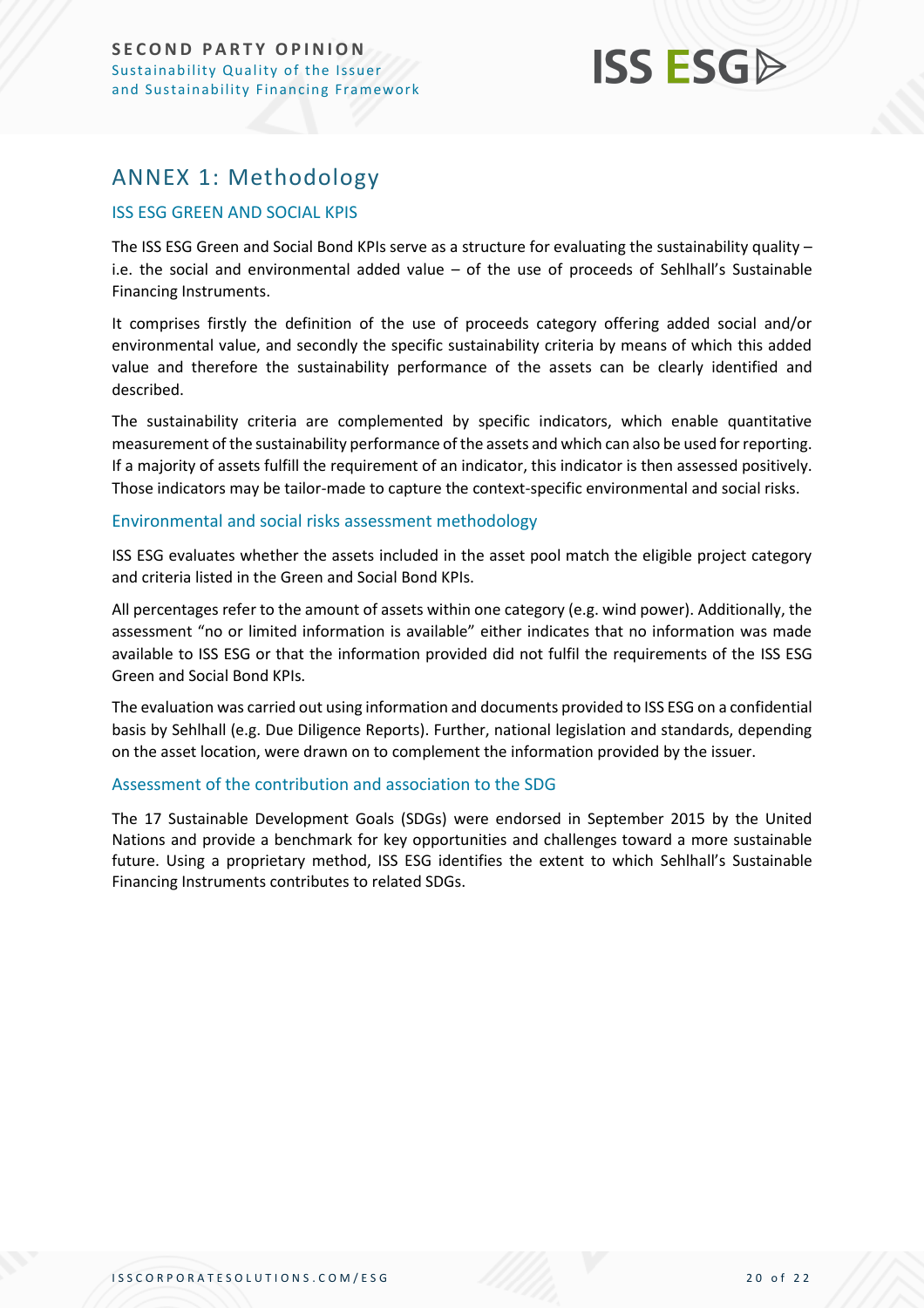## ANNEX 1: Methodology

### ISS ESG GREEN AND SOCIAL KPIS

The ISS ESG Green and Social Bond KPIs serve as a structure for evaluating the sustainability quality – i.e. the social and environmental added value – of the use of proceeds of Sehlhall's Sustainable Financing Instruments.

It comprises firstly the definition of the use of proceeds category offering added social and/or environmental value, and secondly the specific sustainability criteria by means of which this added value and therefore the sustainability performance of the assets can be clearly identified and described.

The sustainability criteria are complemented by specific indicators, which enable quantitative measurement of the sustainability performance of the assets and which can also be used for reporting. If a majority of assets fulfill the requirement of an indicator, this indicator is then assessed positively. Those indicators may be tailor-made to capture the context-specific environmental and social risks.

### Environmental and social risks assessment methodology

ISS ESG evaluates whether the assets included in the asset pool match the eligible project category and criteria listed in the Green and Social Bond KPIs.

All percentages refer to the amount of assets within one category (e.g. wind power). Additionally, the assessment "no or limited information is available" either indicates that no information was made available to ISS ESG or that the information provided did not fulfil the requirements of the ISS ESG Green and Social Bond KPIs.

The evaluation was carried out using information and documents provided to ISS ESG on a confidential basis by Sehlhall (e.g. Due Diligence Reports). Further, national legislation and standards, depending on the asset location, were drawn on to complement the information provided by the issuer.

### Assessment of the contribution and association to the SDG

The 17 Sustainable Development Goals (SDGs) were endorsed in September 2015 by the United Nations and provide a benchmark for key opportunities and challenges toward a more sustainable future. Using a proprietary method, ISS ESG identifies the extent to which Sehlhall's Sustainable Financing Instruments contributes to related SDGs.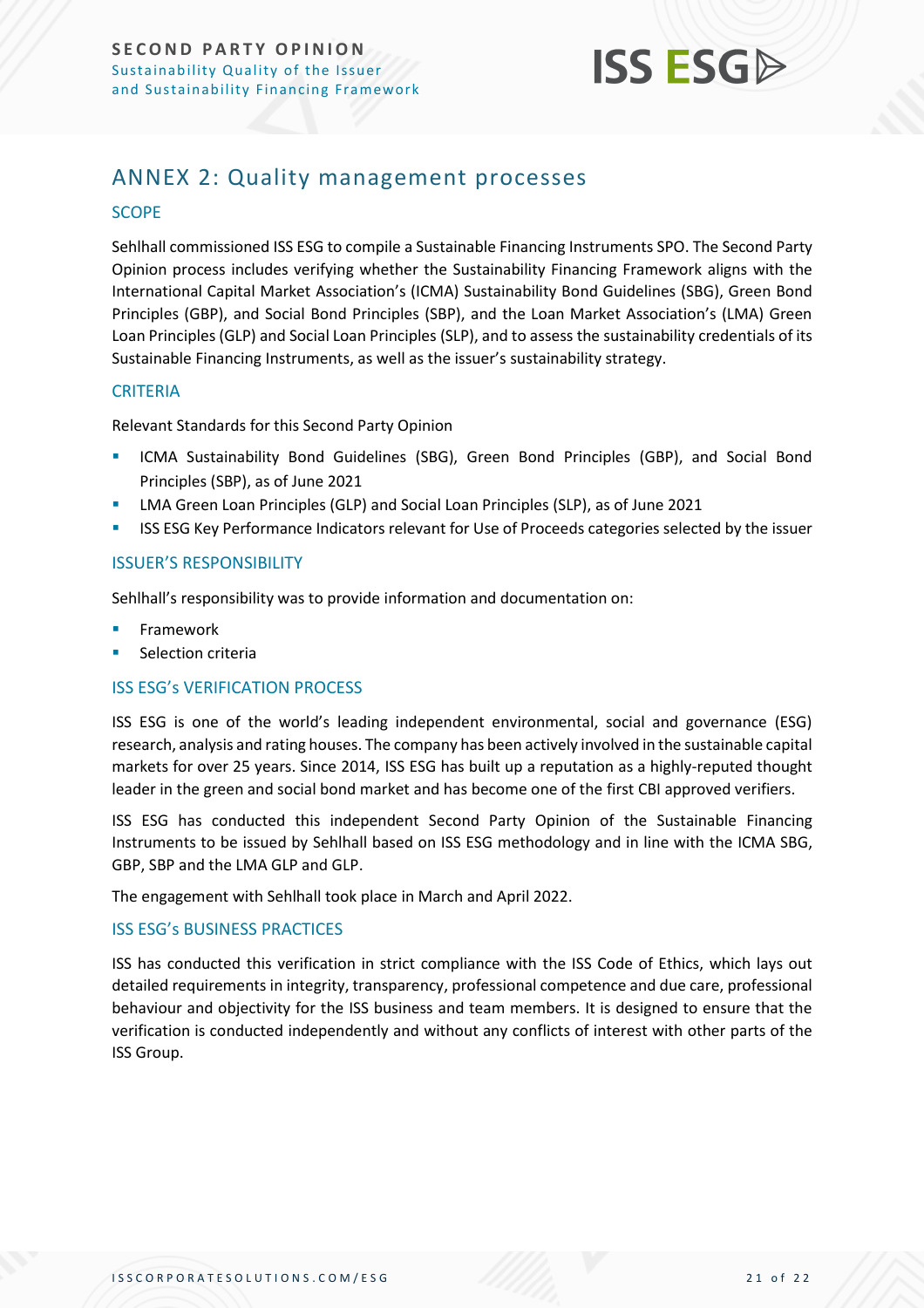## ANNEX 2: Quality management processes

### SCOPE

Sehlhall commissioned ISS ESG to compile a Sustainable Financing Instruments SPO. The Second Party Opinion process includes verifying whether the Sustainability Financing Framework aligns with the International Capital Market Association's (ICMA) Sustainability Bond Guidelines (SBG), Green Bond Principles (GBP), and Social Bond Principles (SBP), and the Loan Market Association's (LMA) Green Loan Principles (GLP) and Social Loan Principles (SLP), and to assess the sustainability credentials of its Sustainable Financing Instruments, as well as the issuer's sustainability strategy.

### CRITERIA

Relevant Standards for this Second Party Opinion

- ICMA Sustainability Bond Guidelines (SBG), Green Bond Principles (GBP), and Social Bond Principles (SBP), as of June 2021
- LMA Green Loan Principles (GLP) and Social Loan Principles (SLP), as of June 2021
- ISS ESG Key Performance Indicators relevant for Use of Proceeds categories selected by the issuer

### ISSUER'S RESPONSIBILITY

Sehlhall's responsibility was to provide information and documentation on:

- Framework
- Selection criteria

### ISS ESG's VERIFICATION PROCESS

ISS ESG is one of the world's leading independent environmental, social and governance (ESG) research, analysis and rating houses. The company has been actively involved in the sustainable capital markets for over 25 years. Since 2014, ISS ESG has built up a reputation as a highly-reputed thought leader in the green and social bond market and has become one of the first CBI approved verifiers.

ISS ESG has conducted this independent Second Party Opinion of the Sustainable Financing Instruments to be issued by Sehlhall based on ISS ESG methodology and in line with the ICMA SBG, GBP, SBP and the LMA GLP and GLP.

The engagement with Sehlhall took place in March and April 2022.

### ISS ESG's BUSINESS PRACTICES

ISS has conducted this verification in strict compliance with the ISS Code of Ethics, which lays out detailed requirements in integrity, transparency, professional competence and due care, professional behaviour and objectivity for the ISS business and team members. It is designed to ensure that the verification is conducted independently and without any conflicts of interest with other parts of the ISS Group.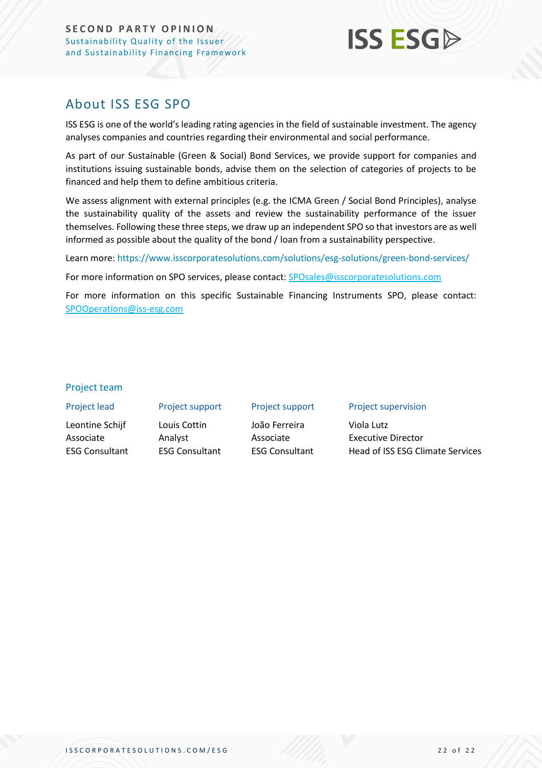## About ISS ESG SPO

ISS ESG is one of the world's leading rating agencies in the field of sustainable investment. The agency analyses companies and countries regarding their environmental and social performance.

As part of our Sustainable (Green & Social) Bond Services, we provide support for companies and institutions issuing sustainable bonds, advise them on the selection of categories of projects to be financed and help them to define ambitious criteria.

We assess alignment with external principles (e.g. the ICMA Green / Social Bond Principles), analyse the sustainability quality of the assets and review the sustainability performance of the issuer themselves. Following these three steps, we draw up an independent SPO so that investors are as well informed as possible about the quality of the bond / loan from a sustainability perspective.

Learn more: https://www.isscorporatesolutions.com/solutions/esg-solutions/green-bond-services/

For more information on SPO services, please contact: SPOsales@isscorporatesolutions.com

For more information on this specific Sustainable Financing Instruments SPO, please contact: SPOOperations@iss-esg.com

### Project team

| Project lead | Project support | Project support | Project supervision |
|---|---|---|---|
| Leontine Schijf<br>Associate<br>ESG Consultant | Louis Cottin<br>Analyst<br>ESG Consultant | João Ferreira<br>Associate<br>ESG Consultant | Viola Lutz<br>Executive Director<br>Head of ISS ESG Climate Services |